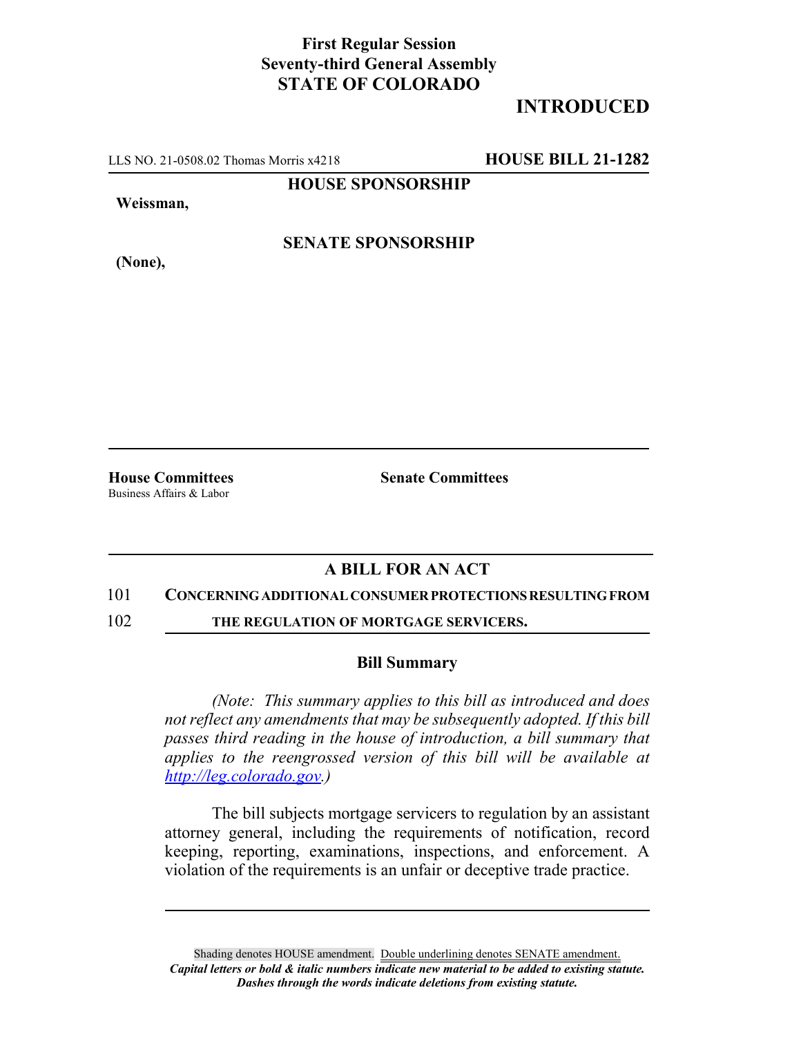**First Regular Session**
**Seventy-third General Assembly**
**STATE OF COLORADO**

# INTRODUCED

LLS NO. 21-0508.02 Thomas Morris x4218 **HOUSE BILL 21-1282**

**HOUSE SPONSORSHIP**

**Weissman,**

**SENATE SPONSORSHIP**

**(None),**

**House Committees**
Business Affairs & Labor

**Senate Committees**

## A BILL FOR AN ACT

101 **CONCERNING ADDITIONAL CONSUMER PROTECTIONS RESULTING FROM**
102 **THE REGULATION OF MORTGAGE SERVICERS.**

### Bill Summary

*(Note: This summary applies to this bill as introduced and does not reflect any amendments that may be subsequently adopted. If this bill passes third reading in the house of introduction, a bill summary that applies to the reengrossed version of this bill will be available at http://leg.colorado.gov.)*

The bill subjects mortgage servicers to regulation by an assistant attorney general, including the requirements of notification, record keeping, reporting, examinations, inspections, and enforcement. A violation of the requirements is an unfair or deceptive trade practice.

Shading denotes HOUSE amendment. Double underlining denotes SENATE amendment.
***Capital letters or bold & italic numbers indicate new material to be added to existing statute.***
***Dashes through the words indicate deletions from existing statute.***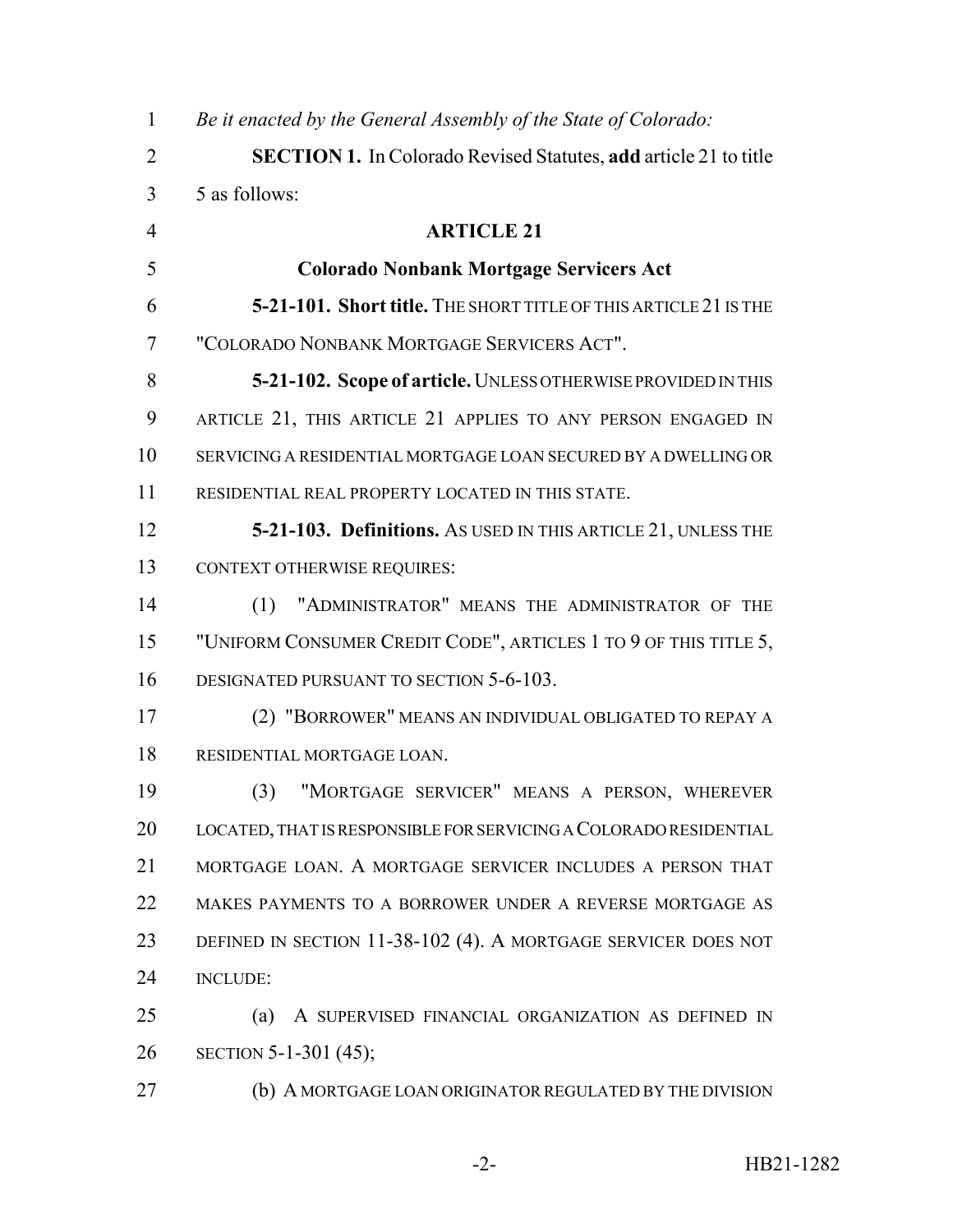*Be it enacted by the General Assembly of the State of Colorado:*

**SECTION 1.** In Colorado Revised Statutes, **add** article 21 to title 5 as follows:

## ARTICLE 21

## Colorado Nonbank Mortgage Servicers Act

**5-21-101. Short title.** THE SHORT TITLE OF THIS ARTICLE 21 IS THE "COLORADO NONBANK MORTGAGE SERVICERS ACT".

**5-21-102. Scope of article.** UNLESS OTHERWISE PROVIDED IN THIS ARTICLE 21, THIS ARTICLE 21 APPLIES TO ANY PERSON ENGAGED IN SERVICING A RESIDENTIAL MORTGAGE LOAN SECURED BY A DWELLING OR RESIDENTIAL REAL PROPERTY LOCATED IN THIS STATE.

**5-21-103. Definitions.** AS USED IN THIS ARTICLE 21, UNLESS THE CONTEXT OTHERWISE REQUIRES:

(1) "ADMINISTRATOR" MEANS THE ADMINISTRATOR OF THE "UNIFORM CONSUMER CREDIT CODE", ARTICLES 1 TO 9 OF THIS TITLE 5, DESIGNATED PURSUANT TO SECTION 5-6-103.

(2) "BORROWER" MEANS AN INDIVIDUAL OBLIGATED TO REPAY A RESIDENTIAL MORTGAGE LOAN.

(3) "MORTGAGE SERVICER" MEANS A PERSON, WHEREVER LOCATED, THAT IS RESPONSIBLE FOR SERVICING A COLORADO RESIDENTIAL MORTGAGE LOAN. A MORTGAGE SERVICER INCLUDES A PERSON THAT MAKES PAYMENTS TO A BORROWER UNDER A REVERSE MORTGAGE AS DEFINED IN SECTION 11-38-102 (4). A MORTGAGE SERVICER DOES NOT INCLUDE:

(a) A SUPERVISED FINANCIAL ORGANIZATION AS DEFINED IN SECTION 5-1-301 (45);

(b) A MORTGAGE LOAN ORIGINATOR REGULATED BY THE DIVISION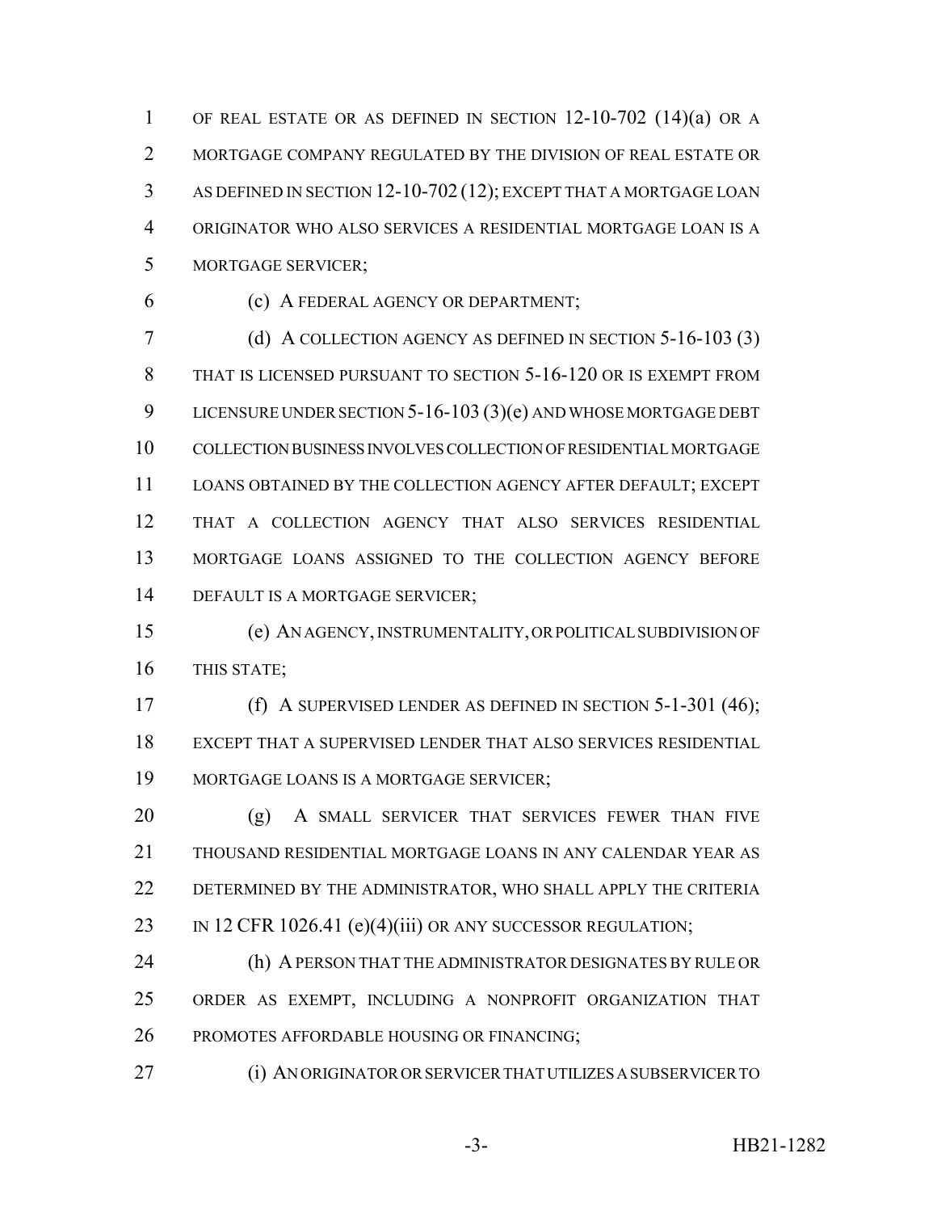OF REAL ESTATE OR AS DEFINED IN SECTION 12-10-702 (14)(a) OR A MORTGAGE COMPANY REGULATED BY THE DIVISION OF REAL ESTATE OR AS DEFINED IN SECTION 12-10-702 (12); EXCEPT THAT A MORTGAGE LOAN ORIGINATOR WHO ALSO SERVICES A RESIDENTIAL MORTGAGE LOAN IS A MORTGAGE SERVICER;

(c) A FEDERAL AGENCY OR DEPARTMENT;

(d) A COLLECTION AGENCY AS DEFINED IN SECTION 5-16-103 (3) THAT IS LICENSED PURSUANT TO SECTION 5-16-120 OR IS EXEMPT FROM LICENSURE UNDER SECTION 5-16-103 (3)(e) AND WHOSE MORTGAGE DEBT COLLECTION BUSINESS INVOLVES COLLECTION OF RESIDENTIAL MORTGAGE LOANS OBTAINED BY THE COLLECTION AGENCY AFTER DEFAULT; EXCEPT THAT A COLLECTION AGENCY THAT ALSO SERVICES RESIDENTIAL MORTGAGE LOANS ASSIGNED TO THE COLLECTION AGENCY BEFORE DEFAULT IS A MORTGAGE SERVICER;

(e) AN AGENCY, INSTRUMENTALITY, OR POLITICAL SUBDIVISION OF THIS STATE;

(f) A SUPERVISED LENDER AS DEFINED IN SECTION 5-1-301 (46); EXCEPT THAT A SUPERVISED LENDER THAT ALSO SERVICES RESIDENTIAL MORTGAGE LOANS IS A MORTGAGE SERVICER;

(g) A SMALL SERVICER THAT SERVICES FEWER THAN FIVE THOUSAND RESIDENTIAL MORTGAGE LOANS IN ANY CALENDAR YEAR AS DETERMINED BY THE ADMINISTRATOR, WHO SHALL APPLY THE CRITERIA IN 12 CFR 1026.41 (e)(4)(iii) OR ANY SUCCESSOR REGULATION;

(h) A PERSON THAT THE ADMINISTRATOR DESIGNATES BY RULE OR ORDER AS EXEMPT, INCLUDING A NONPROFIT ORGANIZATION THAT PROMOTES AFFORDABLE HOUSING OR FINANCING;

(i) AN ORIGINATOR OR SERVICER THAT UTILIZES A SUBSERVICER TO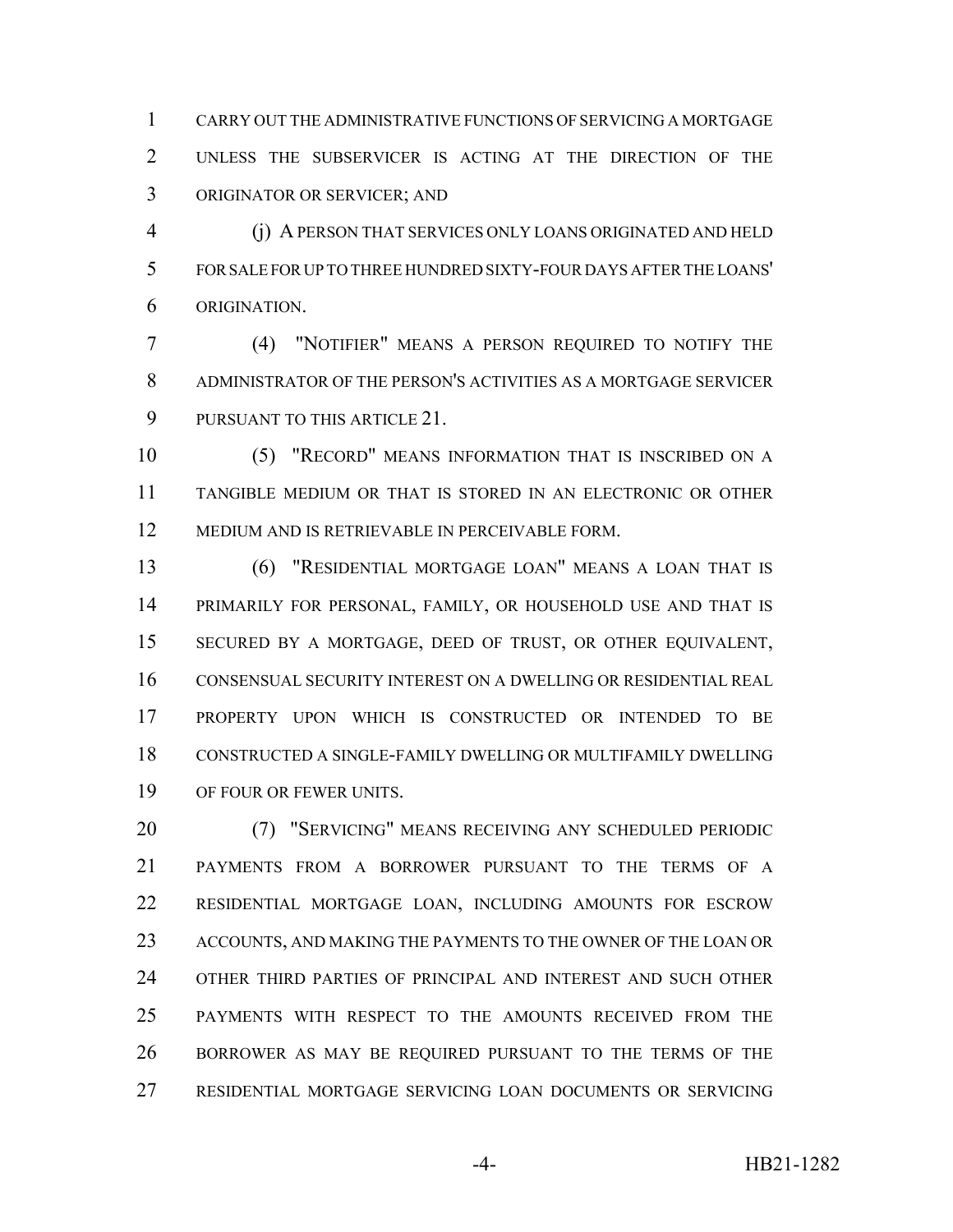CARRY OUT THE ADMINISTRATIVE FUNCTIONS OF SERVICING A MORTGAGE UNLESS THE SUBSERVICER IS ACTING AT THE DIRECTION OF THE ORIGINATOR OR SERVICER; AND

(j) A PERSON THAT SERVICES ONLY LOANS ORIGINATED AND HELD FOR SALE FOR UP TO THREE HUNDRED SIXTY-FOUR DAYS AFTER THE LOANS' ORIGINATION.

(4) "NOTIFIER" MEANS A PERSON REQUIRED TO NOTIFY THE ADMINISTRATOR OF THE PERSON'S ACTIVITIES AS A MORTGAGE SERVICER PURSUANT TO THIS ARTICLE 21.

(5) "RECORD" MEANS INFORMATION THAT IS INSCRIBED ON A TANGIBLE MEDIUM OR THAT IS STORED IN AN ELECTRONIC OR OTHER MEDIUM AND IS RETRIEVABLE IN PERCEIVABLE FORM.

(6) "RESIDENTIAL MORTGAGE LOAN" MEANS A LOAN THAT IS PRIMARILY FOR PERSONAL, FAMILY, OR HOUSEHOLD USE AND THAT IS SECURED BY A MORTGAGE, DEED OF TRUST, OR OTHER EQUIVALENT, CONSENSUAL SECURITY INTEREST ON A DWELLING OR RESIDENTIAL REAL PROPERTY UPON WHICH IS CONSTRUCTED OR INTENDED TO BE CONSTRUCTED A SINGLE-FAMILY DWELLING OR MULTIFAMILY DWELLING OF FOUR OR FEWER UNITS.

(7) "SERVICING" MEANS RECEIVING ANY SCHEDULED PERIODIC PAYMENTS FROM A BORROWER PURSUANT TO THE TERMS OF A RESIDENTIAL MORTGAGE LOAN, INCLUDING AMOUNTS FOR ESCROW ACCOUNTS, AND MAKING THE PAYMENTS TO THE OWNER OF THE LOAN OR OTHER THIRD PARTIES OF PRINCIPAL AND INTEREST AND SUCH OTHER PAYMENTS WITH RESPECT TO THE AMOUNTS RECEIVED FROM THE BORROWER AS MAY BE REQUIRED PURSUANT TO THE TERMS OF THE RESIDENTIAL MORTGAGE SERVICING LOAN DOCUMENTS OR SERVICING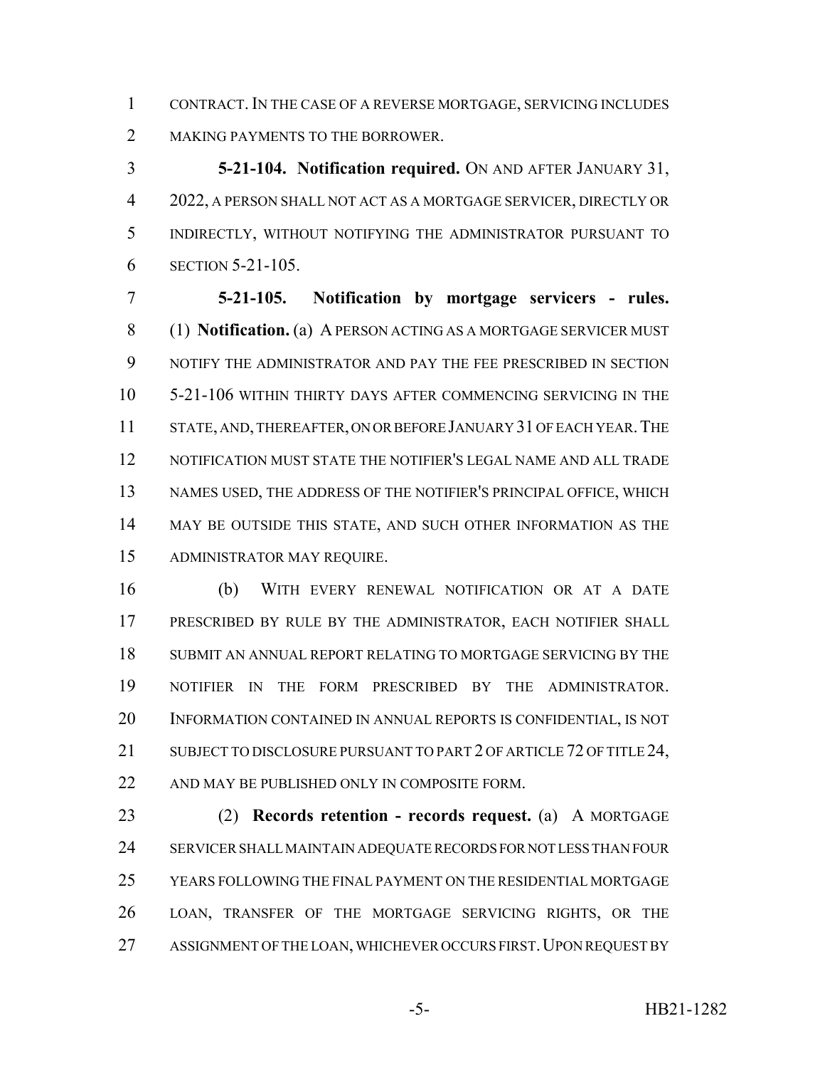CONTRACT. IN THE CASE OF A REVERSE MORTGAGE, SERVICING INCLUDES MAKING PAYMENTS TO THE BORROWER.

**5-21-104. Notification required.** ON AND AFTER JANUARY 31, 2022, A PERSON SHALL NOT ACT AS A MORTGAGE SERVICER, DIRECTLY OR INDIRECTLY, WITHOUT NOTIFYING THE ADMINISTRATOR PURSUANT TO SECTION 5-21-105.

**5-21-105. Notification by mortgage servicers - rules.** (1) **Notification.** (a) A PERSON ACTING AS A MORTGAGE SERVICER MUST NOTIFY THE ADMINISTRATOR AND PAY THE FEE PRESCRIBED IN SECTION 5-21-106 WITHIN THIRTY DAYS AFTER COMMENCING SERVICING IN THE STATE, AND, THEREAFTER, ON OR BEFORE JANUARY 31 OF EACH YEAR. THE NOTIFICATION MUST STATE THE NOTIFIER'S LEGAL NAME AND ALL TRADE NAMES USED, THE ADDRESS OF THE NOTIFIER'S PRINCIPAL OFFICE, WHICH MAY BE OUTSIDE THIS STATE, AND SUCH OTHER INFORMATION AS THE ADMINISTRATOR MAY REQUIRE.

(b) WITH EVERY RENEWAL NOTIFICATION OR AT A DATE PRESCRIBED BY RULE BY THE ADMINISTRATOR, EACH NOTIFIER SHALL SUBMIT AN ANNUAL REPORT RELATING TO MORTGAGE SERVICING BY THE NOTIFIER IN THE FORM PRESCRIBED BY THE ADMINISTRATOR. INFORMATION CONTAINED IN ANNUAL REPORTS IS CONFIDENTIAL, IS NOT SUBJECT TO DISCLOSURE PURSUANT TO PART 2 OF ARTICLE 72 OF TITLE 24, AND MAY BE PUBLISHED ONLY IN COMPOSITE FORM.

(2) **Records retention - records request.** (a) A MORTGAGE SERVICER SHALL MAINTAIN ADEQUATE RECORDS FOR NOT LESS THAN FOUR YEARS FOLLOWING THE FINAL PAYMENT ON THE RESIDENTIAL MORTGAGE LOAN, TRANSFER OF THE MORTGAGE SERVICING RIGHTS, OR THE ASSIGNMENT OF THE LOAN, WHICHEVER OCCURS FIRST. UPON REQUEST BY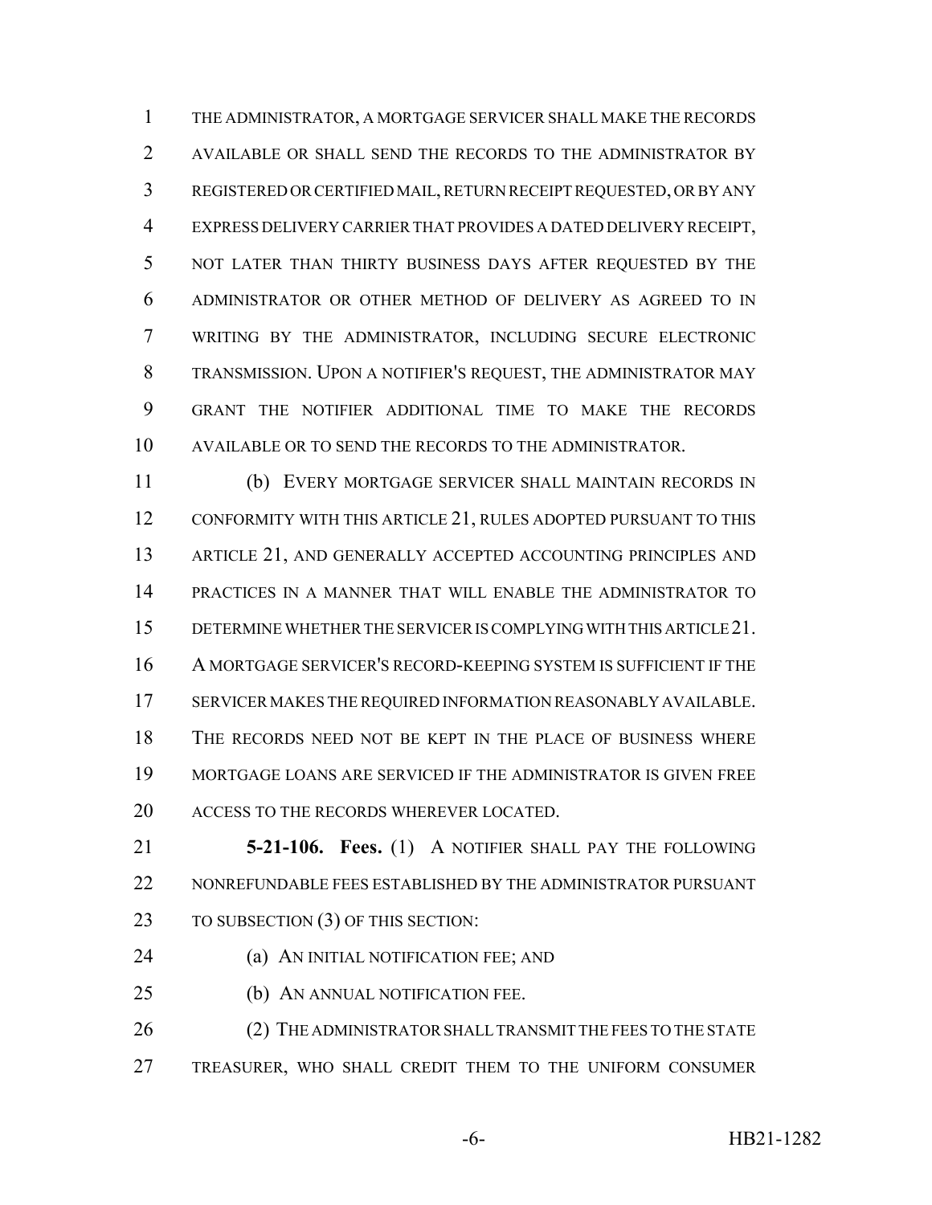THE ADMINISTRATOR, A MORTGAGE SERVICER SHALL MAKE THE RECORDS AVAILABLE OR SHALL SEND THE RECORDS TO THE ADMINISTRATOR BY REGISTERED OR CERTIFIED MAIL, RETURN RECEIPT REQUESTED, OR BY ANY EXPRESS DELIVERY CARRIER THAT PROVIDES A DATED DELIVERY RECEIPT, NOT LATER THAN THIRTY BUSINESS DAYS AFTER REQUESTED BY THE ADMINISTRATOR OR OTHER METHOD OF DELIVERY AS AGREED TO IN WRITING BY THE ADMINISTRATOR, INCLUDING SECURE ELECTRONIC TRANSMISSION. UPON A NOTIFIER'S REQUEST, THE ADMINISTRATOR MAY GRANT THE NOTIFIER ADDITIONAL TIME TO MAKE THE RECORDS AVAILABLE OR TO SEND THE RECORDS TO THE ADMINISTRATOR.

(b) EVERY MORTGAGE SERVICER SHALL MAINTAIN RECORDS IN CONFORMITY WITH THIS ARTICLE 21, RULES ADOPTED PURSUANT TO THIS ARTICLE 21, AND GENERALLY ACCEPTED ACCOUNTING PRINCIPLES AND PRACTICES IN A MANNER THAT WILL ENABLE THE ADMINISTRATOR TO DETERMINE WHETHER THE SERVICER IS COMPLYING WITH THIS ARTICLE 21. A MORTGAGE SERVICER'S RECORD-KEEPING SYSTEM IS SUFFICIENT IF THE SERVICER MAKES THE REQUIRED INFORMATION REASONABLY AVAILABLE. THE RECORDS NEED NOT BE KEPT IN THE PLACE OF BUSINESS WHERE MORTGAGE LOANS ARE SERVICED IF THE ADMINISTRATOR IS GIVEN FREE ACCESS TO THE RECORDS WHEREVER LOCATED.

**5-21-106. Fees.** (1) A NOTIFIER SHALL PAY THE FOLLOWING NONREFUNDABLE FEES ESTABLISHED BY THE ADMINISTRATOR PURSUANT TO SUBSECTION (3) OF THIS SECTION:

(a) AN INITIAL NOTIFICATION FEE; AND

(b) AN ANNUAL NOTIFICATION FEE.

(2) THE ADMINISTRATOR SHALL TRANSMIT THE FEES TO THE STATE TREASURER, WHO SHALL CREDIT THEM TO THE UNIFORM CONSUMER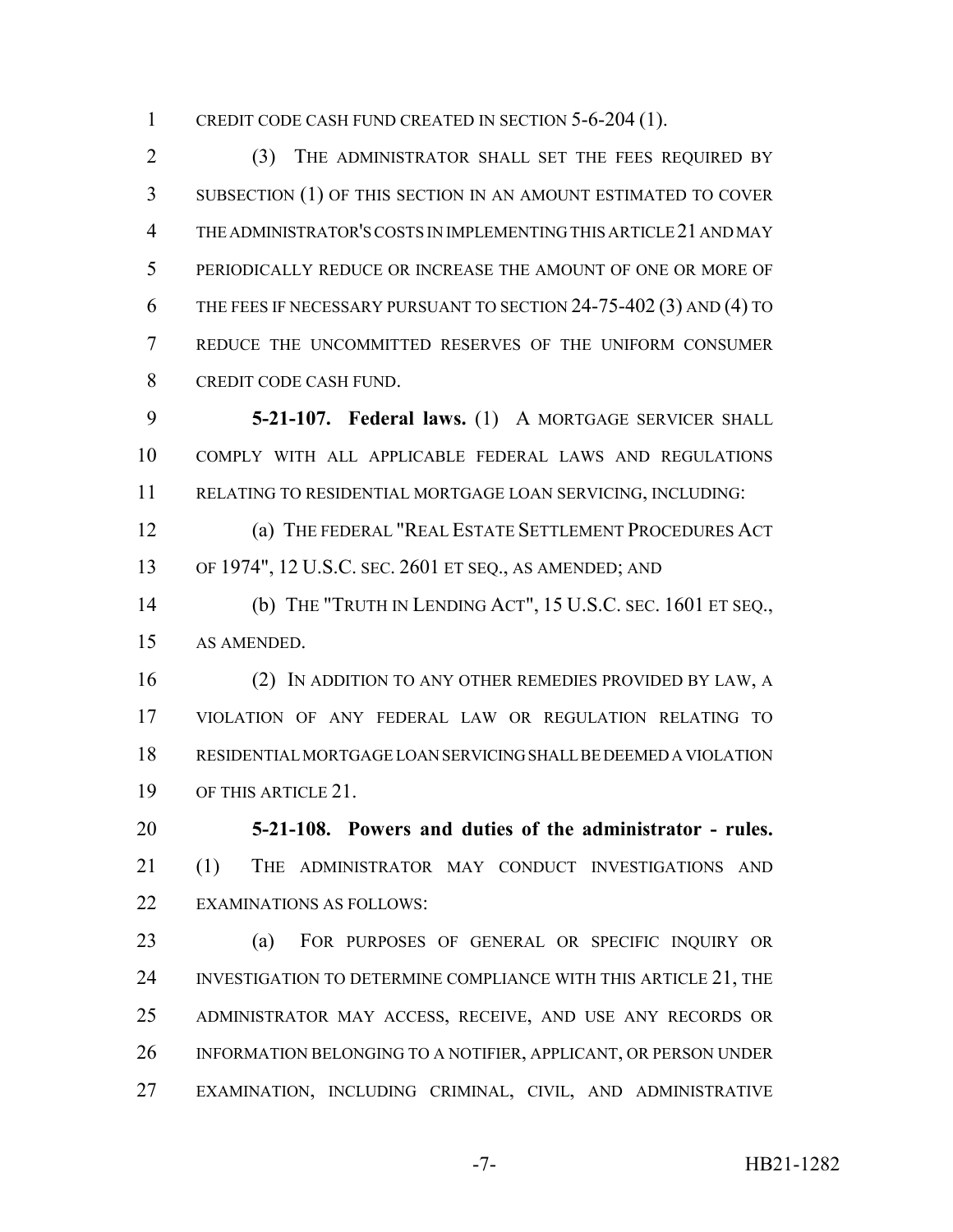CREDIT CODE CASH FUND CREATED IN SECTION 5-6-204 (1).

(3) THE ADMINISTRATOR SHALL SET THE FEES REQUIRED BY SUBSECTION (1) OF THIS SECTION IN AN AMOUNT ESTIMATED TO COVER THE ADMINISTRATOR'S COSTS IN IMPLEMENTING THIS ARTICLE 21 AND MAY PERIODICALLY REDUCE OR INCREASE THE AMOUNT OF ONE OR MORE OF THE FEES IF NECESSARY PURSUANT TO SECTION 24-75-402 (3) AND (4) TO REDUCE THE UNCOMMITTED RESERVES OF THE UNIFORM CONSUMER CREDIT CODE CASH FUND.

**5-21-107. Federal laws.** (1) A MORTGAGE SERVICER SHALL COMPLY WITH ALL APPLICABLE FEDERAL LAWS AND REGULATIONS RELATING TO RESIDENTIAL MORTGAGE LOAN SERVICING, INCLUDING:

(a) THE FEDERAL "REAL ESTATE SETTLEMENT PROCEDURES ACT OF 1974", 12 U.S.C. SEC. 2601 ET SEQ., AS AMENDED; AND

(b) THE "TRUTH IN LENDING ACT", 15 U.S.C. SEC. 1601 ET SEQ., AS AMENDED.

(2) IN ADDITION TO ANY OTHER REMEDIES PROVIDED BY LAW, A VIOLATION OF ANY FEDERAL LAW OR REGULATION RELATING TO RESIDENTIAL MORTGAGE LOAN SERVICING SHALL BE DEEMED A VIOLATION OF THIS ARTICLE 21.

**5-21-108. Powers and duties of the administrator - rules.** (1) THE ADMINISTRATOR MAY CONDUCT INVESTIGATIONS AND EXAMINATIONS AS FOLLOWS:

(a) FOR PURPOSES OF GENERAL OR SPECIFIC INQUIRY OR INVESTIGATION TO DETERMINE COMPLIANCE WITH THIS ARTICLE 21, THE ADMINISTRATOR MAY ACCESS, RECEIVE, AND USE ANY RECORDS OR INFORMATION BELONGING TO A NOTIFIER, APPLICANT, OR PERSON UNDER EXAMINATION, INCLUDING CRIMINAL, CIVIL, AND ADMINISTRATIVE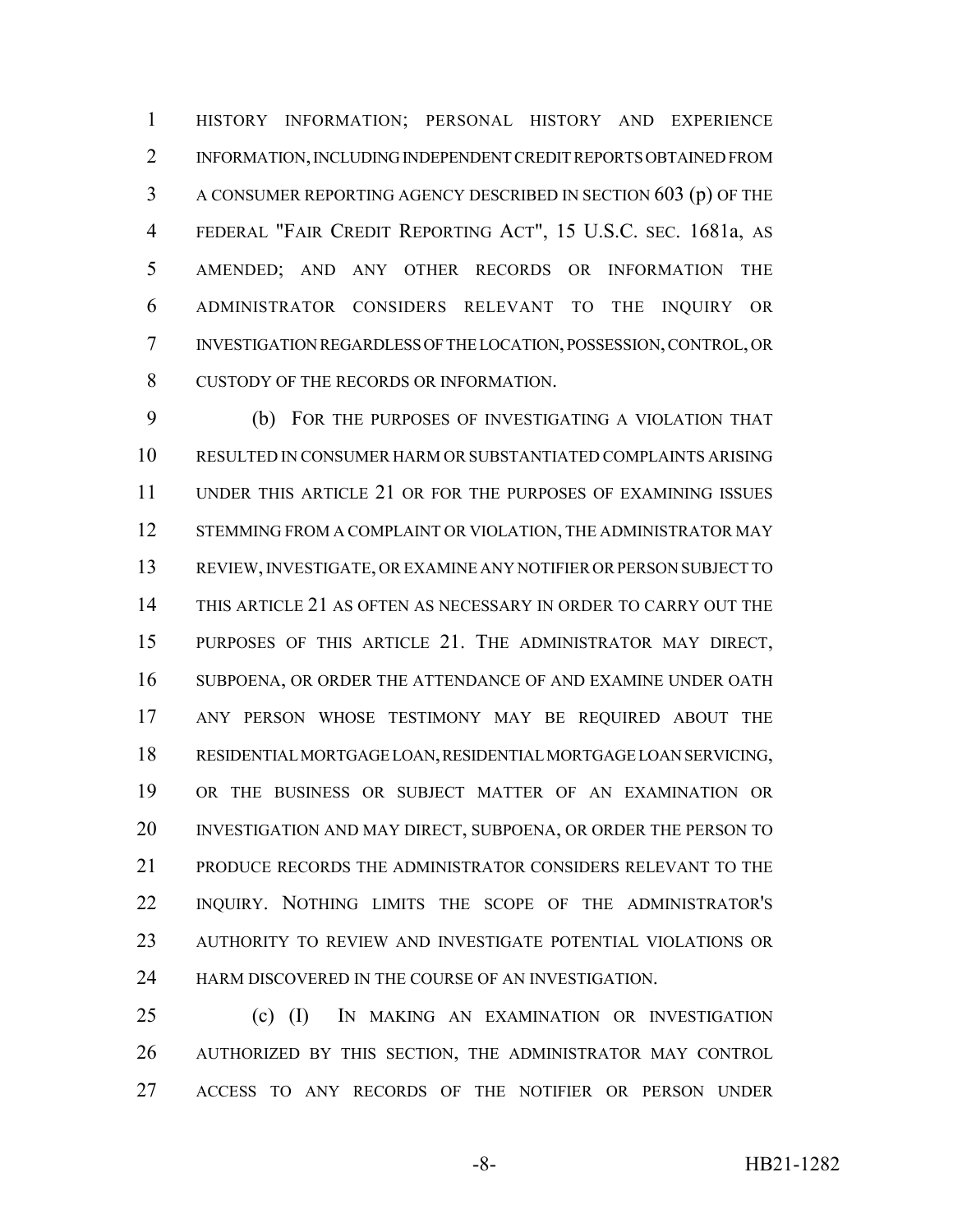HISTORY INFORMATION; PERSONAL HISTORY AND EXPERIENCE INFORMATION, INCLUDING INDEPENDENT CREDIT REPORTS OBTAINED FROM A CONSUMER REPORTING AGENCY DESCRIBED IN SECTION 603 (p) OF THE FEDERAL "FAIR CREDIT REPORTING ACT", 15 U.S.C. SEC. 1681a, AS AMENDED; AND ANY OTHER RECORDS OR INFORMATION THE ADMINISTRATOR CONSIDERS RELEVANT TO THE INQUIRY OR INVESTIGATION REGARDLESS OF THE LOCATION, POSSESSION, CONTROL, OR CUSTODY OF THE RECORDS OR INFORMATION.

(b) FOR THE PURPOSES OF INVESTIGATING A VIOLATION THAT RESULTED IN CONSUMER HARM OR SUBSTANTIATED COMPLAINTS ARISING UNDER THIS ARTICLE 21 OR FOR THE PURPOSES OF EXAMINING ISSUES STEMMING FROM A COMPLAINT OR VIOLATION, THE ADMINISTRATOR MAY REVIEW, INVESTIGATE, OR EXAMINE ANY NOTIFIER OR PERSON SUBJECT TO THIS ARTICLE 21 AS OFTEN AS NECESSARY IN ORDER TO CARRY OUT THE PURPOSES OF THIS ARTICLE 21. THE ADMINISTRATOR MAY DIRECT, SUBPOENA, OR ORDER THE ATTENDANCE OF AND EXAMINE UNDER OATH ANY PERSON WHOSE TESTIMONY MAY BE REQUIRED ABOUT THE RESIDENTIAL MORTGAGE LOAN, RESIDENTIAL MORTGAGE LOAN SERVICING, OR THE BUSINESS OR SUBJECT MATTER OF AN EXAMINATION OR INVESTIGATION AND MAY DIRECT, SUBPOENA, OR ORDER THE PERSON TO PRODUCE RECORDS THE ADMINISTRATOR CONSIDERS RELEVANT TO THE INQUIRY. NOTHING LIMITS THE SCOPE OF THE ADMINISTRATOR'S AUTHORITY TO REVIEW AND INVESTIGATE POTENTIAL VIOLATIONS OR HARM DISCOVERED IN THE COURSE OF AN INVESTIGATION.

(c) (I) IN MAKING AN EXAMINATION OR INVESTIGATION AUTHORIZED BY THIS SECTION, THE ADMINISTRATOR MAY CONTROL ACCESS TO ANY RECORDS OF THE NOTIFIER OR PERSON UNDER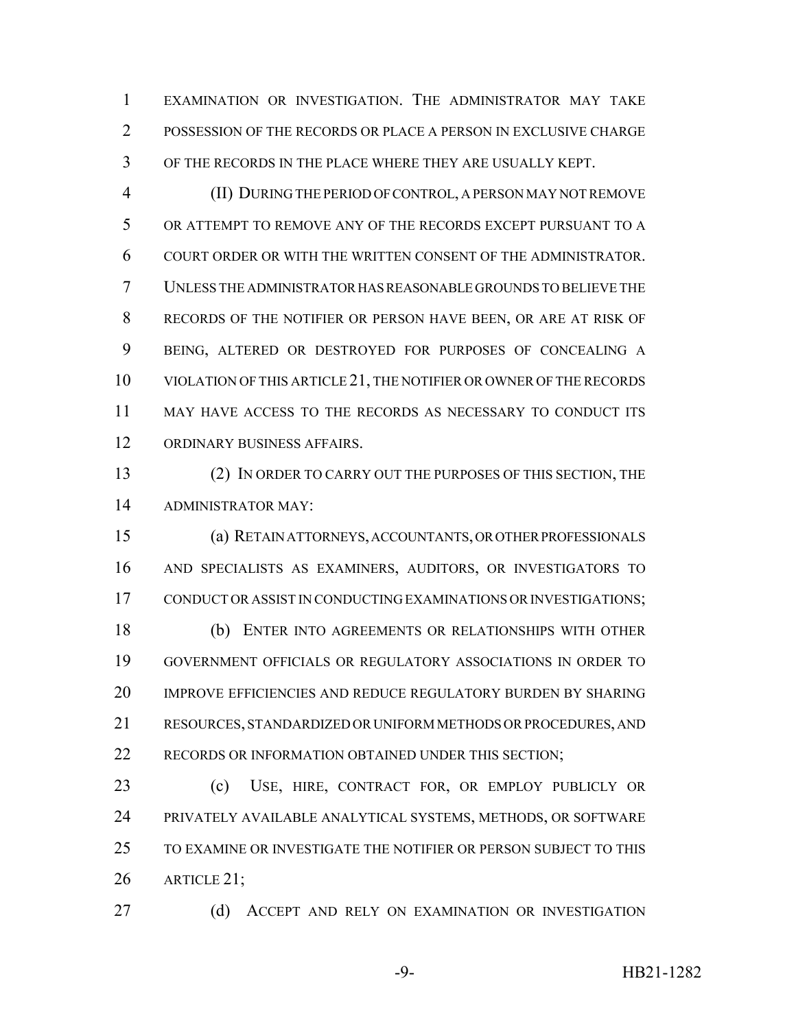EXAMINATION OR INVESTIGATION. THE ADMINISTRATOR MAY TAKE POSSESSION OF THE RECORDS OR PLACE A PERSON IN EXCLUSIVE CHARGE OF THE RECORDS IN THE PLACE WHERE THEY ARE USUALLY KEPT.

(II) DURING THE PERIOD OF CONTROL, A PERSON MAY NOT REMOVE OR ATTEMPT TO REMOVE ANY OF THE RECORDS EXCEPT PURSUANT TO A COURT ORDER OR WITH THE WRITTEN CONSENT OF THE ADMINISTRATOR. UNLESS THE ADMINISTRATOR HAS REASONABLE GROUNDS TO BELIEVE THE RECORDS OF THE NOTIFIER OR PERSON HAVE BEEN, OR ARE AT RISK OF BEING, ALTERED OR DESTROYED FOR PURPOSES OF CONCEALING A VIOLATION OF THIS ARTICLE 21, THE NOTIFIER OR OWNER OF THE RECORDS MAY HAVE ACCESS TO THE RECORDS AS NECESSARY TO CONDUCT ITS ORDINARY BUSINESS AFFAIRS.

(2) IN ORDER TO CARRY OUT THE PURPOSES OF THIS SECTION, THE ADMINISTRATOR MAY:

(a) RETAIN ATTORNEYS, ACCOUNTANTS, OR OTHER PROFESSIONALS AND SPECIALISTS AS EXAMINERS, AUDITORS, OR INVESTIGATORS TO CONDUCT OR ASSIST IN CONDUCTING EXAMINATIONS OR INVESTIGATIONS;

(b) ENTER INTO AGREEMENTS OR RELATIONSHIPS WITH OTHER GOVERNMENT OFFICIALS OR REGULATORY ASSOCIATIONS IN ORDER TO IMPROVE EFFICIENCIES AND REDUCE REGULATORY BURDEN BY SHARING RESOURCES, STANDARDIZED OR UNIFORM METHODS OR PROCEDURES, AND RECORDS OR INFORMATION OBTAINED UNDER THIS SECTION;

(c) USE, HIRE, CONTRACT FOR, OR EMPLOY PUBLICLY OR PRIVATELY AVAILABLE ANALYTICAL SYSTEMS, METHODS, OR SOFTWARE TO EXAMINE OR INVESTIGATE THE NOTIFIER OR PERSON SUBJECT TO THIS ARTICLE 21;

(d) ACCEPT AND RELY ON EXAMINATION OR INVESTIGATION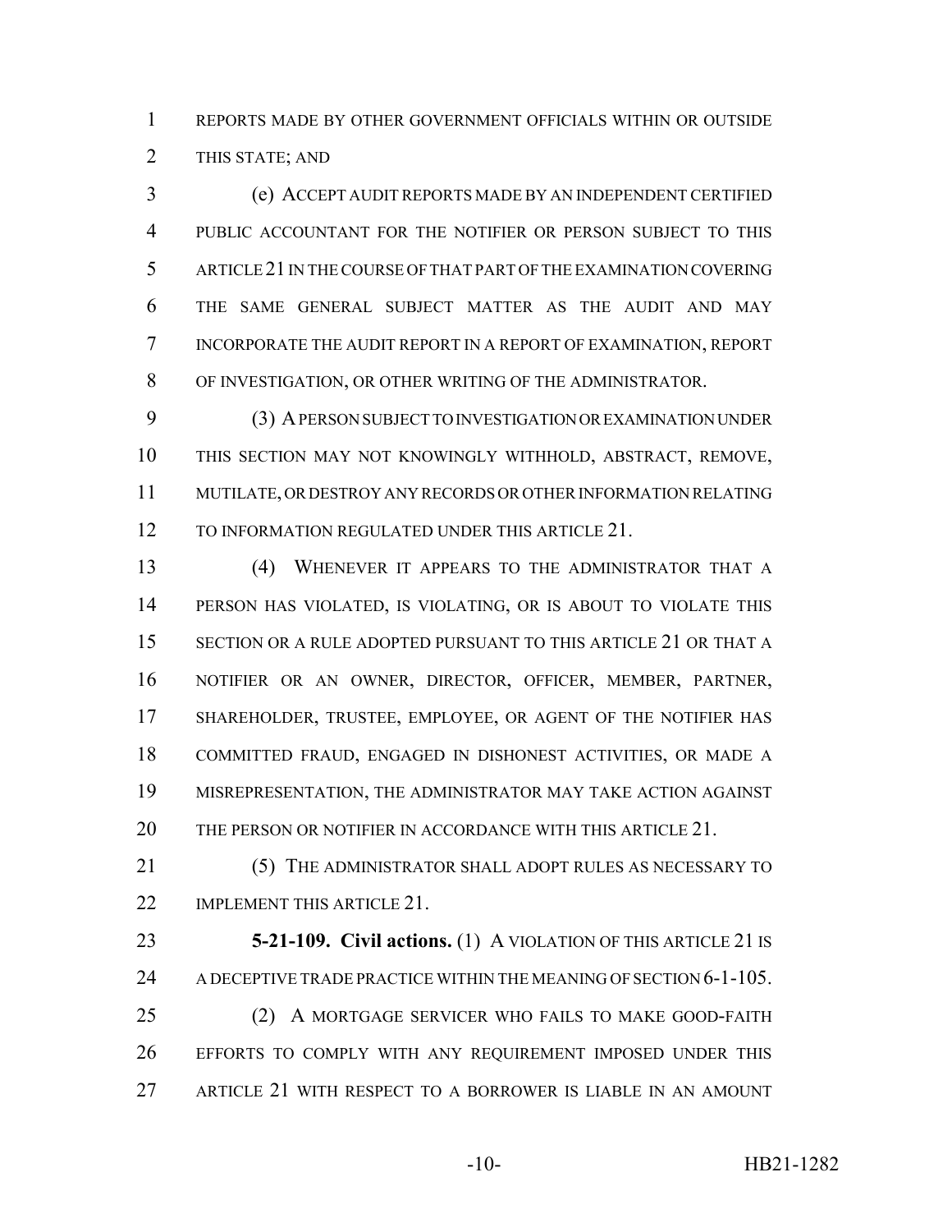REPORTS MADE BY OTHER GOVERNMENT OFFICIALS WITHIN OR OUTSIDE THIS STATE; AND

(e) ACCEPT AUDIT REPORTS MADE BY AN INDEPENDENT CERTIFIED PUBLIC ACCOUNTANT FOR THE NOTIFIER OR PERSON SUBJECT TO THIS ARTICLE 21 IN THE COURSE OF THAT PART OF THE EXAMINATION COVERING THE SAME GENERAL SUBJECT MATTER AS THE AUDIT AND MAY INCORPORATE THE AUDIT REPORT IN A REPORT OF EXAMINATION, REPORT OF INVESTIGATION, OR OTHER WRITING OF THE ADMINISTRATOR.

(3) A PERSON SUBJECT TO INVESTIGATION OR EXAMINATION UNDER THIS SECTION MAY NOT KNOWINGLY WITHHOLD, ABSTRACT, REMOVE, MUTILATE, OR DESTROY ANY RECORDS OR OTHER INFORMATION RELATING TO INFORMATION REGULATED UNDER THIS ARTICLE 21.

(4) WHENEVER IT APPEARS TO THE ADMINISTRATOR THAT A PERSON HAS VIOLATED, IS VIOLATING, OR IS ABOUT TO VIOLATE THIS SECTION OR A RULE ADOPTED PURSUANT TO THIS ARTICLE 21 OR THAT A NOTIFIER OR AN OWNER, DIRECTOR, OFFICER, MEMBER, PARTNER, SHAREHOLDER, TRUSTEE, EMPLOYEE, OR AGENT OF THE NOTIFIER HAS COMMITTED FRAUD, ENGAGED IN DISHONEST ACTIVITIES, OR MADE A MISREPRESENTATION, THE ADMINISTRATOR MAY TAKE ACTION AGAINST THE PERSON OR NOTIFIER IN ACCORDANCE WITH THIS ARTICLE 21.

(5) THE ADMINISTRATOR SHALL ADOPT RULES AS NECESSARY TO IMPLEMENT THIS ARTICLE 21.

**5-21-109. Civil actions.** (1) A VIOLATION OF THIS ARTICLE 21 IS A DECEPTIVE TRADE PRACTICE WITHIN THE MEANING OF SECTION 6-1-105.

(2) A MORTGAGE SERVICER WHO FAILS TO MAKE GOOD-FAITH EFFORTS TO COMPLY WITH ANY REQUIREMENT IMPOSED UNDER THIS ARTICLE 21 WITH RESPECT TO A BORROWER IS LIABLE IN AN AMOUNT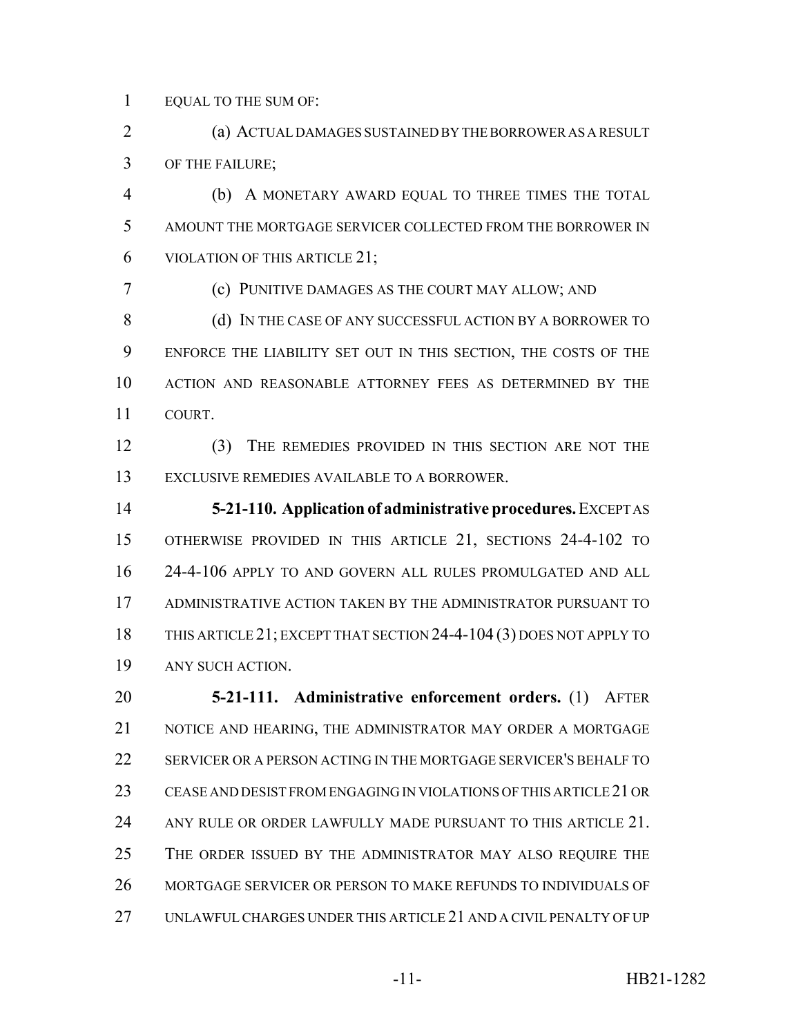EQUAL TO THE SUM OF:

(a) ACTUAL DAMAGES SUSTAINED BY THE BORROWER AS A RESULT OF THE FAILURE;

(b) A MONETARY AWARD EQUAL TO THREE TIMES THE TOTAL AMOUNT THE MORTGAGE SERVICER COLLECTED FROM THE BORROWER IN VIOLATION OF THIS ARTICLE 21;

(c) PUNITIVE DAMAGES AS THE COURT MAY ALLOW; AND

(d) IN THE CASE OF ANY SUCCESSFUL ACTION BY A BORROWER TO ENFORCE THE LIABILITY SET OUT IN THIS SECTION, THE COSTS OF THE ACTION AND REASONABLE ATTORNEY FEES AS DETERMINED BY THE COURT.

(3) THE REMEDIES PROVIDED IN THIS SECTION ARE NOT THE EXCLUSIVE REMEDIES AVAILABLE TO A BORROWER.

**5-21-110. Application of administrative procedures.** EXCEPT AS OTHERWISE PROVIDED IN THIS ARTICLE 21, SECTIONS 24-4-102 TO 24-4-106 APPLY TO AND GOVERN ALL RULES PROMULGATED AND ALL ADMINISTRATIVE ACTION TAKEN BY THE ADMINISTRATOR PURSUANT TO THIS ARTICLE 21; EXCEPT THAT SECTION 24-4-104 (3) DOES NOT APPLY TO ANY SUCH ACTION.

**5-21-111. Administrative enforcement orders.** (1) AFTER NOTICE AND HEARING, THE ADMINISTRATOR MAY ORDER A MORTGAGE SERVICER OR A PERSON ACTING IN THE MORTGAGE SERVICER'S BEHALF TO CEASE AND DESIST FROM ENGAGING IN VIOLATIONS OF THIS ARTICLE 21 OR ANY RULE OR ORDER LAWFULLY MADE PURSUANT TO THIS ARTICLE 21. THE ORDER ISSUED BY THE ADMINISTRATOR MAY ALSO REQUIRE THE MORTGAGE SERVICER OR PERSON TO MAKE REFUNDS TO INDIVIDUALS OF UNLAWFUL CHARGES UNDER THIS ARTICLE 21 AND A CIVIL PENALTY OF UP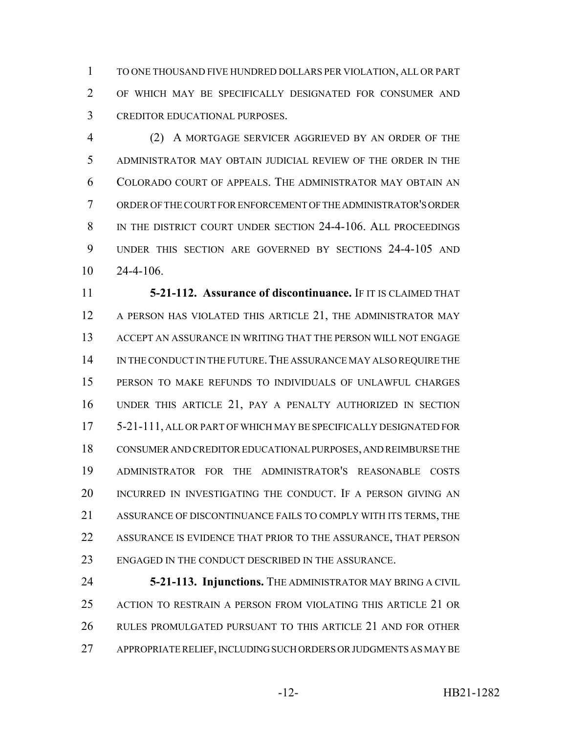TO ONE THOUSAND FIVE HUNDRED DOLLARS PER VIOLATION, ALL OR PART OF WHICH MAY BE SPECIFICALLY DESIGNATED FOR CONSUMER AND CREDITOR EDUCATIONAL PURPOSES.

(2) A MORTGAGE SERVICER AGGRIEVED BY AN ORDER OF THE ADMINISTRATOR MAY OBTAIN JUDICIAL REVIEW OF THE ORDER IN THE COLORADO COURT OF APPEALS. THE ADMINISTRATOR MAY OBTAIN AN ORDER OF THE COURT FOR ENFORCEMENT OF THE ADMINISTRATOR'S ORDER IN THE DISTRICT COURT UNDER SECTION 24-4-106. ALL PROCEEDINGS UNDER THIS SECTION ARE GOVERNED BY SECTIONS 24-4-105 AND 24-4-106.

**5-21-112. Assurance of discontinuance.** IF IT IS CLAIMED THAT A PERSON HAS VIOLATED THIS ARTICLE 21, THE ADMINISTRATOR MAY ACCEPT AN ASSURANCE IN WRITING THAT THE PERSON WILL NOT ENGAGE IN THE CONDUCT IN THE FUTURE. THE ASSURANCE MAY ALSO REQUIRE THE PERSON TO MAKE REFUNDS TO INDIVIDUALS OF UNLAWFUL CHARGES UNDER THIS ARTICLE 21, PAY A PENALTY AUTHORIZED IN SECTION 5-21-111, ALL OR PART OF WHICH MAY BE SPECIFICALLY DESIGNATED FOR CONSUMER AND CREDITOR EDUCATIONAL PURPOSES, AND REIMBURSE THE ADMINISTRATOR FOR THE ADMINISTRATOR'S REASONABLE COSTS INCURRED IN INVESTIGATING THE CONDUCT. IF A PERSON GIVING AN ASSURANCE OF DISCONTINUANCE FAILS TO COMPLY WITH ITS TERMS, THE ASSURANCE IS EVIDENCE THAT PRIOR TO THE ASSURANCE, THAT PERSON ENGAGED IN THE CONDUCT DESCRIBED IN THE ASSURANCE.

**5-21-113. Injunctions.** THE ADMINISTRATOR MAY BRING A CIVIL ACTION TO RESTRAIN A PERSON FROM VIOLATING THIS ARTICLE 21 OR RULES PROMULGATED PURSUANT TO THIS ARTICLE 21 AND FOR OTHER APPROPRIATE RELIEF, INCLUDING SUCH ORDERS OR JUDGMENTS AS MAY BE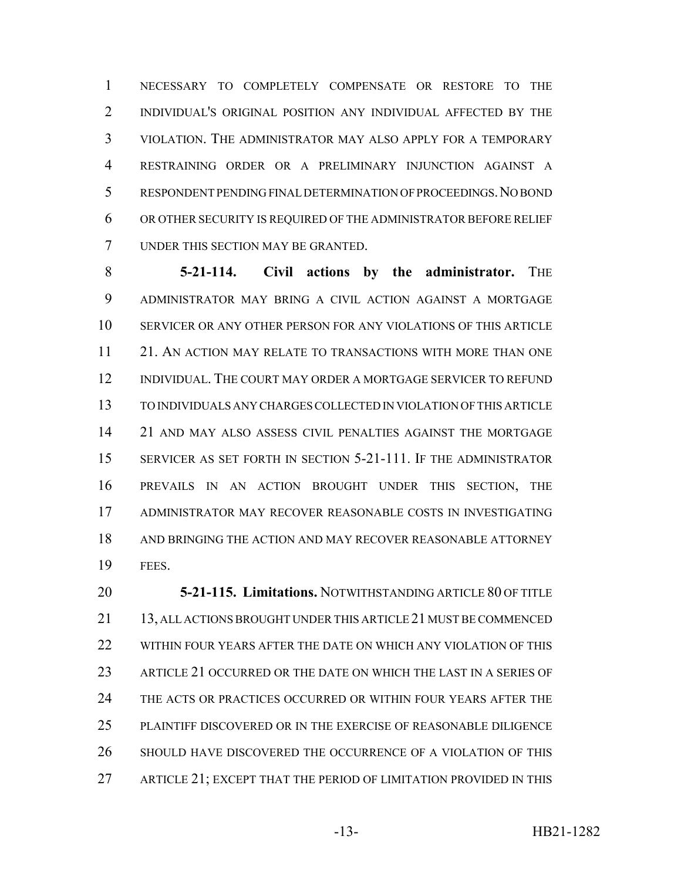NECESSARY TO COMPLETELY COMPENSATE OR RESTORE TO THE INDIVIDUAL'S ORIGINAL POSITION ANY INDIVIDUAL AFFECTED BY THE VIOLATION. THE ADMINISTRATOR MAY ALSO APPLY FOR A TEMPORARY RESTRAINING ORDER OR A PRELIMINARY INJUNCTION AGAINST A RESPONDENT PENDING FINAL DETERMINATION OF PROCEEDINGS. NO BOND OR OTHER SECURITY IS REQUIRED OF THE ADMINISTRATOR BEFORE RELIEF UNDER THIS SECTION MAY BE GRANTED.

**5-21-114. Civil actions by the administrator.** THE ADMINISTRATOR MAY BRING A CIVIL ACTION AGAINST A MORTGAGE SERVICER OR ANY OTHER PERSON FOR ANY VIOLATIONS OF THIS ARTICLE 21. AN ACTION MAY RELATE TO TRANSACTIONS WITH MORE THAN ONE INDIVIDUAL. THE COURT MAY ORDER A MORTGAGE SERVICER TO REFUND TO INDIVIDUALS ANY CHARGES COLLECTED IN VIOLATION OF THIS ARTICLE 21 AND MAY ALSO ASSESS CIVIL PENALTIES AGAINST THE MORTGAGE SERVICER AS SET FORTH IN SECTION 5-21-111. IF THE ADMINISTRATOR PREVAILS IN AN ACTION BROUGHT UNDER THIS SECTION, THE ADMINISTRATOR MAY RECOVER REASONABLE COSTS IN INVESTIGATING AND BRINGING THE ACTION AND MAY RECOVER REASONABLE ATTORNEY FEES.

**5-21-115. Limitations.** NOTWITHSTANDING ARTICLE 80 OF TITLE 13, ALL ACTIONS BROUGHT UNDER THIS ARTICLE 21 MUST BE COMMENCED WITHIN FOUR YEARS AFTER THE DATE ON WHICH ANY VIOLATION OF THIS ARTICLE 21 OCCURRED OR THE DATE ON WHICH THE LAST IN A SERIES OF THE ACTS OR PRACTICES OCCURRED OR WITHIN FOUR YEARS AFTER THE PLAINTIFF DISCOVERED OR IN THE EXERCISE OF REASONABLE DILIGENCE SHOULD HAVE DISCOVERED THE OCCURRENCE OF A VIOLATION OF THIS ARTICLE 21; EXCEPT THAT THE PERIOD OF LIMITATION PROVIDED IN THIS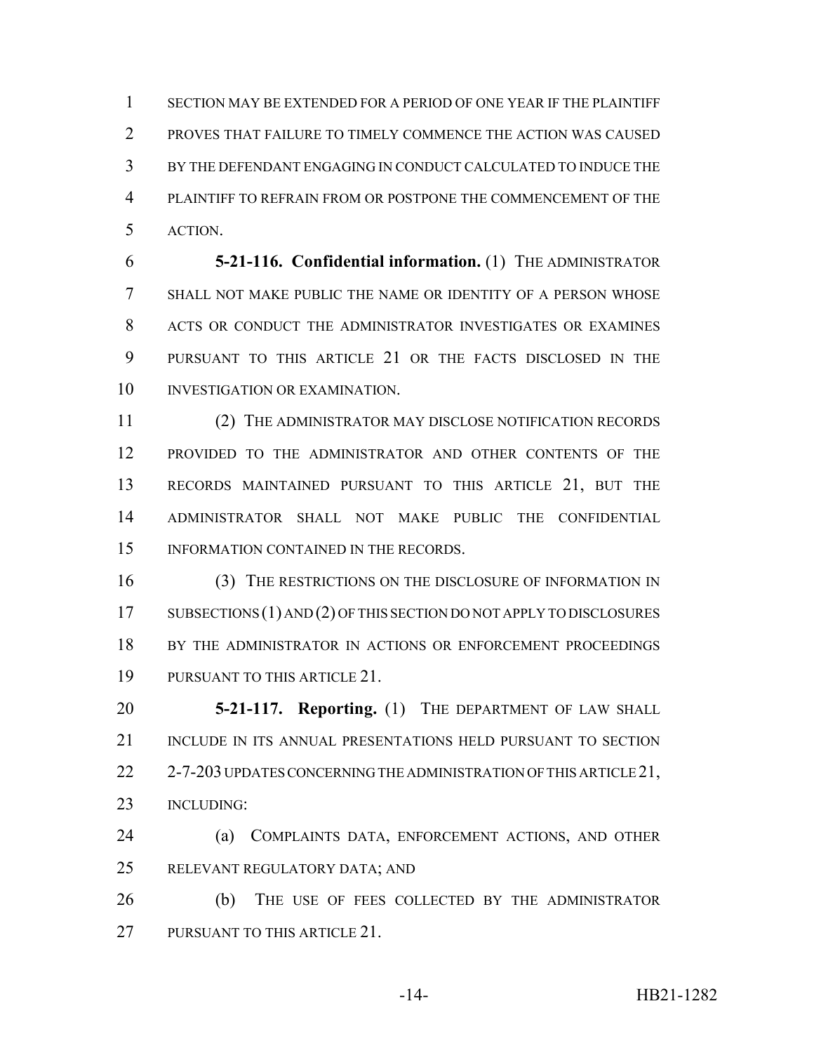SECTION MAY BE EXTENDED FOR A PERIOD OF ONE YEAR IF THE PLAINTIFF PROVES THAT FAILURE TO TIMELY COMMENCE THE ACTION WAS CAUSED BY THE DEFENDANT ENGAGING IN CONDUCT CALCULATED TO INDUCE THE PLAINTIFF TO REFRAIN FROM OR POSTPONE THE COMMENCEMENT OF THE ACTION.

**5-21-116. Confidential information.** (1) THE ADMINISTRATOR SHALL NOT MAKE PUBLIC THE NAME OR IDENTITY OF A PERSON WHOSE ACTS OR CONDUCT THE ADMINISTRATOR INVESTIGATES OR EXAMINES PURSUANT TO THIS ARTICLE 21 OR THE FACTS DISCLOSED IN THE INVESTIGATION OR EXAMINATION.

(2) THE ADMINISTRATOR MAY DISCLOSE NOTIFICATION RECORDS PROVIDED TO THE ADMINISTRATOR AND OTHER CONTENTS OF THE RECORDS MAINTAINED PURSUANT TO THIS ARTICLE 21, BUT THE ADMINISTRATOR SHALL NOT MAKE PUBLIC THE CONFIDENTIAL INFORMATION CONTAINED IN THE RECORDS.

(3) THE RESTRICTIONS ON THE DISCLOSURE OF INFORMATION IN SUBSECTIONS (1) AND (2) OF THIS SECTION DO NOT APPLY TO DISCLOSURES BY THE ADMINISTRATOR IN ACTIONS OR ENFORCEMENT PROCEEDINGS PURSUANT TO THIS ARTICLE 21.

**5-21-117. Reporting.** (1) THE DEPARTMENT OF LAW SHALL INCLUDE IN ITS ANNUAL PRESENTATIONS HELD PURSUANT TO SECTION 2-7-203 UPDATES CONCERNING THE ADMINISTRATION OF THIS ARTICLE 21, INCLUDING:

(a) COMPLAINTS DATA, ENFORCEMENT ACTIONS, AND OTHER RELEVANT REGULATORY DATA; AND

(b) THE USE OF FEES COLLECTED BY THE ADMINISTRATOR PURSUANT TO THIS ARTICLE 21.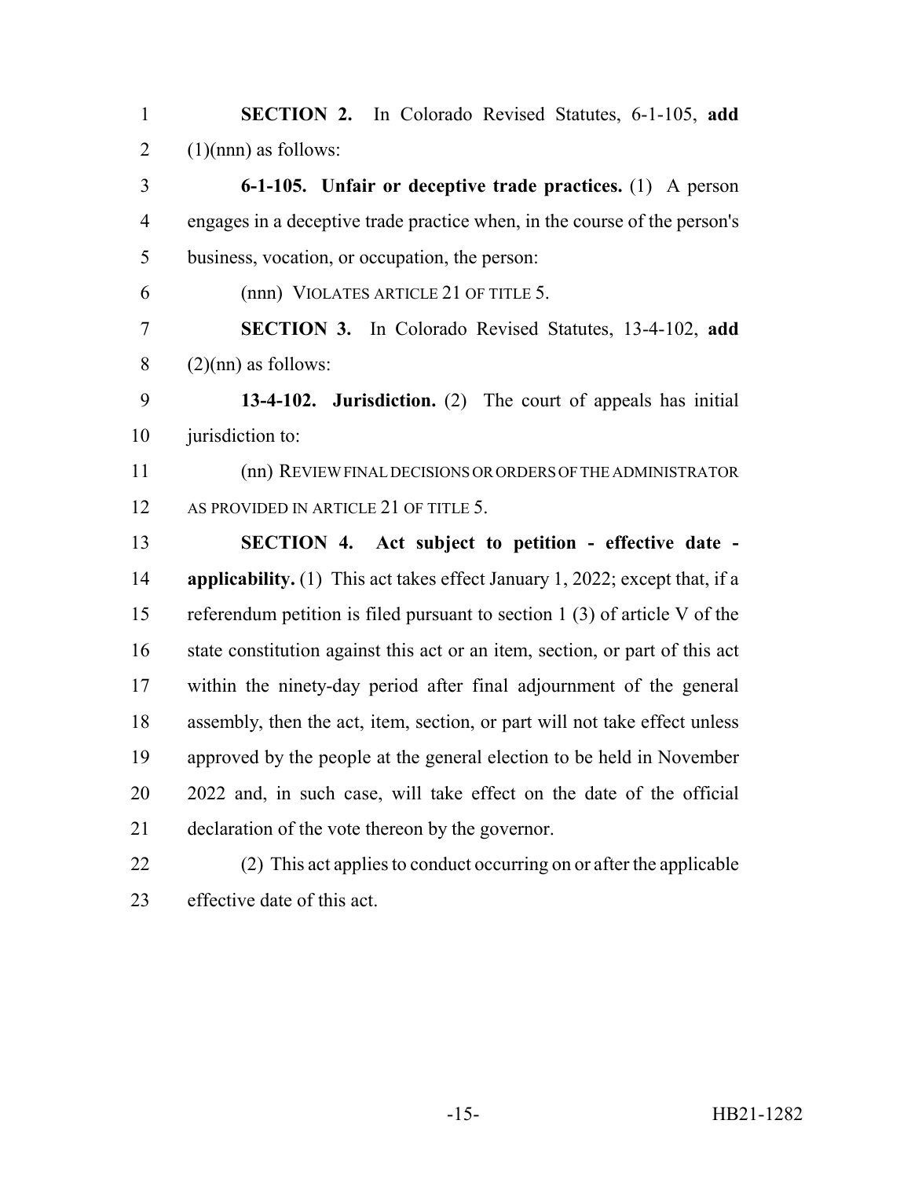**SECTION 2.** In Colorado Revised Statutes, 6-1-105, **add** (1)(nnn) as follows:

**6-1-105. Unfair or deceptive trade practices.** (1) A person engages in a deceptive trade practice when, in the course of the person's business, vocation, or occupation, the person:

(nnn) VIOLATES ARTICLE 21 OF TITLE 5.

**SECTION 3.** In Colorado Revised Statutes, 13-4-102, **add** (2)(nn) as follows:

**13-4-102. Jurisdiction.** (2) The court of appeals has initial jurisdiction to:

(nn) REVIEW FINAL DECISIONS OR ORDERS OF THE ADMINISTRATOR AS PROVIDED IN ARTICLE 21 OF TITLE 5.

**SECTION 4. Act subject to petition - effective date - applicability.** (1) This act takes effect January 1, 2022; except that, if a referendum petition is filed pursuant to section 1 (3) of article V of the state constitution against this act or an item, section, or part of this act within the ninety-day period after final adjournment of the general assembly, then the act, item, section, or part will not take effect unless approved by the people at the general election to be held in November 2022 and, in such case, will take effect on the date of the official declaration of the vote thereon by the governor.

(2) This act applies to conduct occurring on or after the applicable effective date of this act.